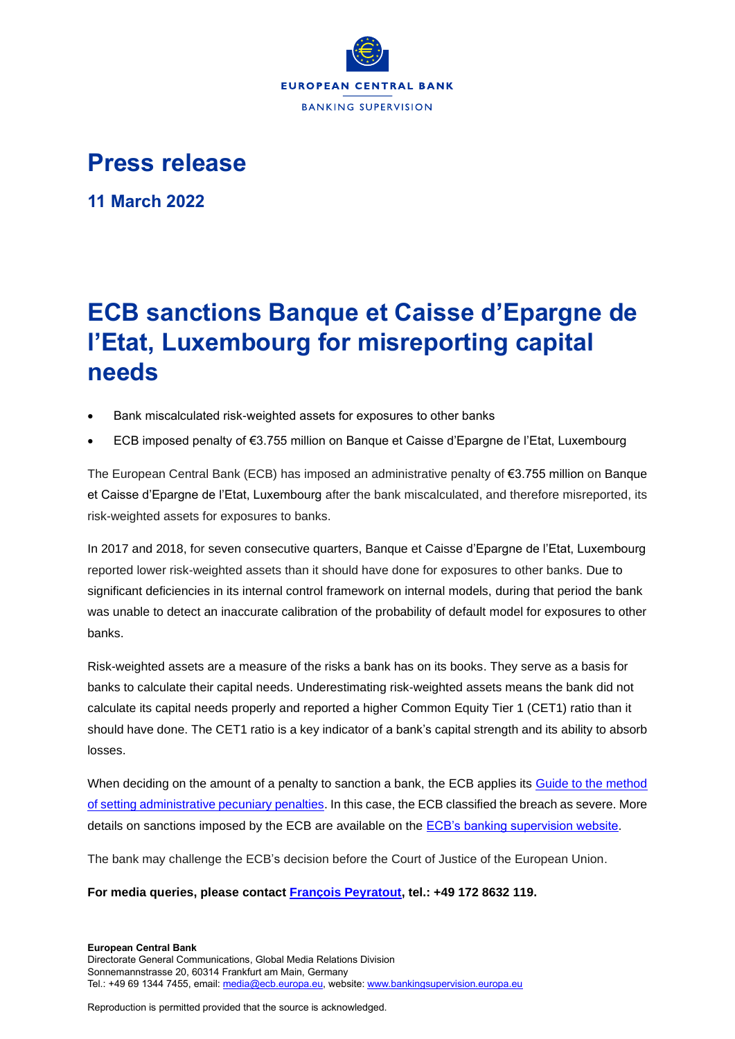EUROPEAN CENTRAL BANK

BANKING SUPERVISION

# Press release

**11 March 2022**

# ECB sanctions Banque et Caisse d'Epargne de l'Etat, Luxembourg for misreporting capital needs

- Bank miscalculated risk-weighted assets for exposures to other banks
- ECB imposed penalty of €3.755 million on Banque et Caisse d'Epargne de l'Etat, Luxembourg

The European Central Bank (ECB) has imposed an administrative penalty of €3.755 million on Banque et Caisse d'Epargne de l'Etat, Luxembourg after the bank miscalculated, and therefore misreported, its risk-weighted assets for exposures to banks.

In 2017 and 2018, for seven consecutive quarters, Banque et Caisse d'Epargne de l'Etat, Luxembourg reported lower risk-weighted assets than it should have done for exposures to other banks. Due to significant deficiencies in its internal control framework on internal models, during that period the bank was unable to detect an inaccurate calibration of the probability of default model for exposures to other banks.

Risk-weighted assets are a measure of the risks a bank has on its books. They serve as a basis for banks to calculate their capital needs. Underestimating risk-weighted assets means the bank did not calculate its capital needs properly and reported a higher Common Equity Tier 1 (CET1) ratio than it should have done. The CET1 ratio is a key indicator of a bank's capital strength and its ability to absorb losses.

When deciding on the amount of a penalty to sanction a bank, the ECB applies its Guide to the method of setting administrative pecuniary penalties. In this case, the ECB classified the breach as severe. More details on sanctions imposed by the ECB are available on the ECB's banking supervision website.

The bank may challenge the ECB's decision before the Court of Justice of the European Union.

**For media queries, please contact François Peyratout, tel.: +49 172 8632 119.**

**European Central Bank**
Directorate General Communications, Global Media Relations Division
Sonnemannstrasse 20, 60314 Frankfurt am Main, Germany
Tel.: +49 69 1344 7455, email: media@ecb.europa.eu, website: www.bankingsupervision.europa.eu

Reproduction is permitted provided that the source is acknowledged.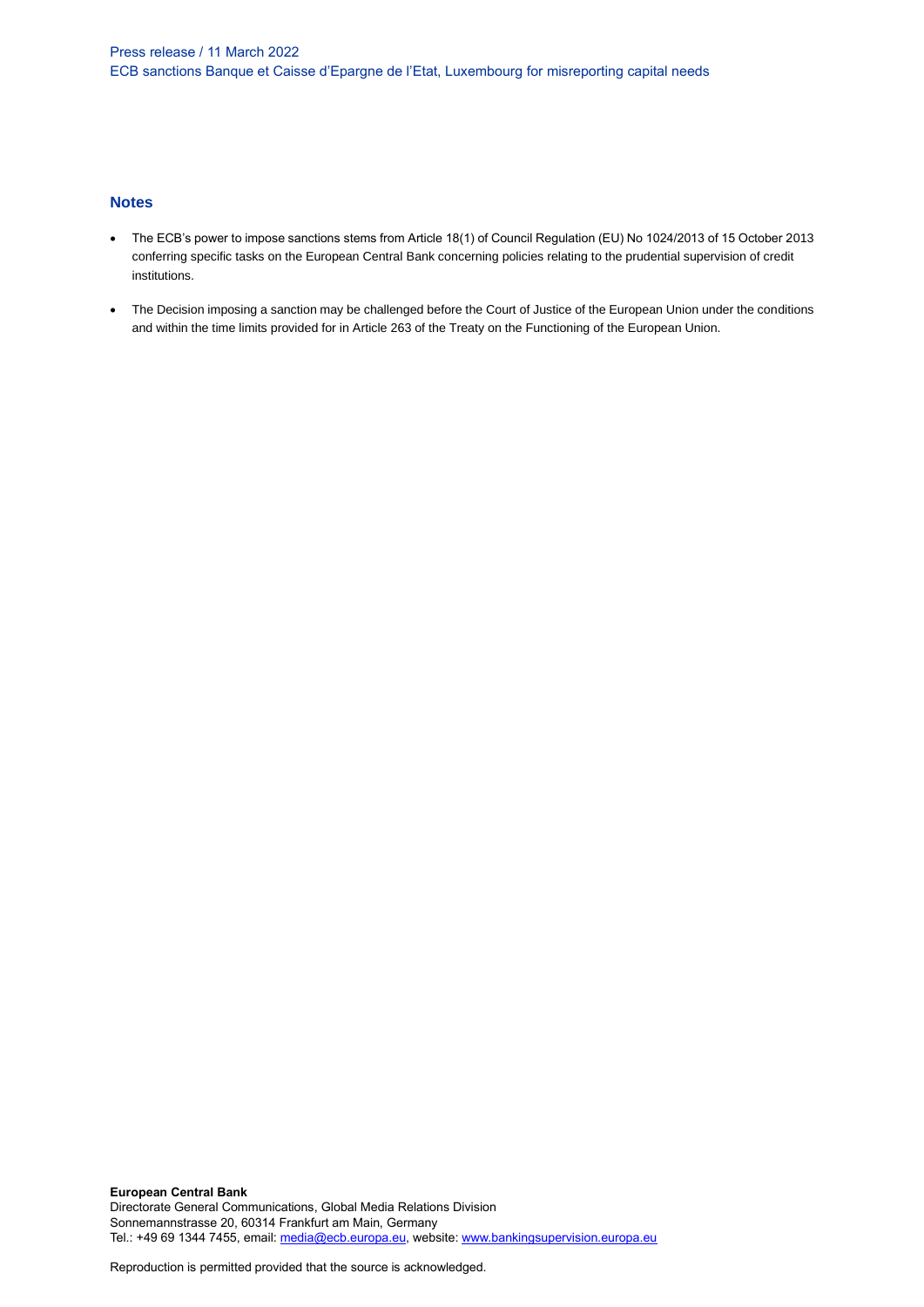## Notes

- The ECB's power to impose sanctions stems from Article 18(1) of Council Regulation (EU) No 1024/2013 of 15 October 2013 conferring specific tasks on the European Central Bank concerning policies relating to the prudential supervision of credit institutions.
- The Decision imposing a sanction may be challenged before the Court of Justice of the European Union under the conditions and within the time limits provided for in Article 263 of the Treaty on the Functioning of the European Union.

**European Central Bank**
Directorate General Communications, Global Media Relations Division
Sonnemannstrasse 20, 60314 Frankfurt am Main, Germany
Tel.: +49 69 1344 7455, email: media@ecb.europa.eu, website: www.bankingsupervision.europa.eu

Reproduction is permitted provided that the source is acknowledged.